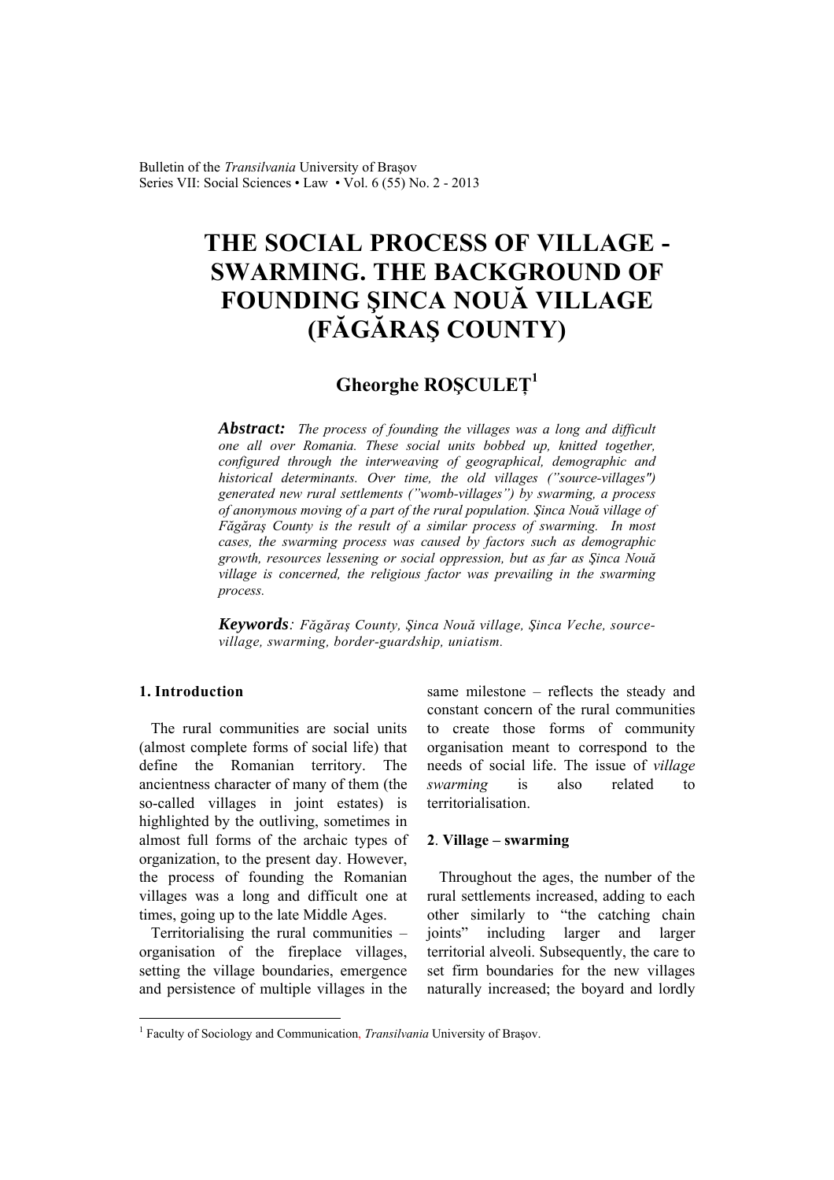# THE SOCIAL PROCESS OF VILLAGE - SWARMING. THE BACKGROUND OF FOUNDING ŞINCA NOUĂ VILLAGE (FĂGĂRAŞ COUNTY)

**Gheorghe ROŞCULEŢ**[1]

***Abstract:*** *The process of founding the villages was a long and difficult one all over Romania. These social units bobbed up, knitted together, configured through the interweaving of geographical, demographic and historical determinants. Over time, the old villages ("source-villages") generated new rural settlements ("womb-villages") by swarming, a process of anonymous moving of a part of the rural population. Şinca Nouă village of Făgăraş County is the result of a similar process of swarming. In most cases, the swarming process was caused by factors such as demographic growth, resources lessening or social oppression, but as far as Şinca Nouă village is concerned, the religious factor was prevailing in the swarming process.*

***Keywords****: Făgăraş County, Şinca Nouă village, Şinca Veche, source-village, swarming, border-guardship, uniatism.*

## 1. Introduction

The rural communities are social units (almost complete forms of social life) that define the Romanian territory. The ancientness character of many of them (the so-called villages in joint estates) is highlighted by the outliving, sometimes in almost full forms of the archaic types of organization, to the present day. However, the process of founding the Romanian villages was a long and difficult one at times, going up to the late Middle Ages.

Territorialising the rural communities – organisation of the fireplace villages, setting the village boundaries, emergence and persistence of multiple villages in the same milestone – reflects the steady and constant concern of the rural communities to create those forms of community organisation meant to correspond to the needs of social life. The issue of *village swarming* is also related to territorialisation.

## 2. Village – swarming

Throughout the ages, the number of the rural settlements increased, adding to each other similarly to "the catching chain joints" including larger and larger territorial alveoli. Subsequently, the care to set firm boundaries for the new villages naturally increased; the boyard and lordly

---

[1] Faculty of Sociology and Communication, *Transilvania* University of Braşov.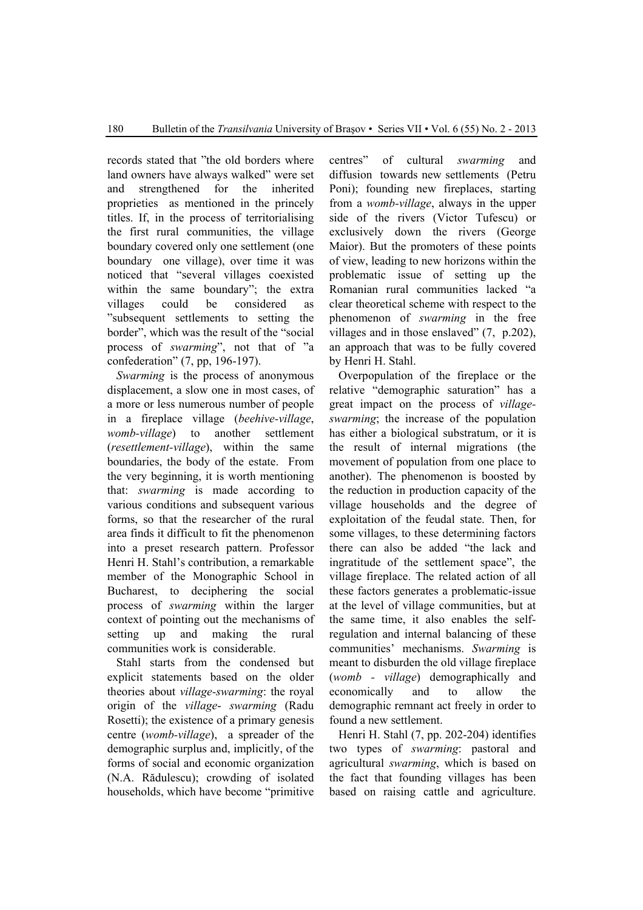records stated that ”the old borders where land owners have always walked” were set and strengthened for the inherited proprieties as mentioned in the princely titles. If, in the process of territorialising the first rural communities, the village boundary covered only one settlement (one boundary one village), over time it was noticed that “several villages coexisted within the same boundary”; the extra villages could be considered as ”subsequent settlements to setting the border”, which was the result of the “social process of *swarming*”, not that of ”a confederation” (7, pp, 196-197).

*Swarming* is the process of anonymous displacement, a slow one in most cases, of a more or less numerous number of people in a fireplace village (*beehive-village*, *womb-village*) to another settlement (*resettlement-village*), within the same boundaries, the body of the estate. From the very beginning, it is worth mentioning that: *swarming* is made according to various conditions and subsequent various forms, so that the researcher of the rural area finds it difficult to fit the phenomenon into a preset research pattern. Professor Henri H. Stahl’s contribution, a remarkable member of the Monographic School in Bucharest, to deciphering the social process of *swarming* within the larger context of pointing out the mechanisms of setting up and making the rural communities work is considerable.

Stahl starts from the condensed but explicit statements based on the older theories about *village-swarming*: the royal origin of the *village- swarming* (Radu Rosetti); the existence of a primary genesis centre (*womb-village*), a spreader of the demographic surplus and, implicitly, of the forms of social and economic organization (N.A. Rădulescu); crowding of isolated households, which have become “primitive centres” of cultural *swarming* and diffusion towards new settlements (Petru Poni); founding new fireplaces, starting from a *womb-village*, always in the upper side of the rivers (Victor Tufescu) or exclusively down the rivers (George Maior). But the promoters of these points of view, leading to new horizons within the problematic issue of setting up the Romanian rural communities lacked “a clear theoretical scheme with respect to the phenomenon of *swarming* in the free villages and in those enslaved” (7, p.202), an approach that was to be fully covered by Henri H. Stahl.

Overpopulation of the fireplace or the relative “demographic saturation” has a great impact on the process of *village-swarming*; the increase of the population has either a biological substratum, or it is the result of internal migrations (the movement of population from one place to another). The phenomenon is boosted by the reduction in production capacity of the village households and the degree of exploitation of the feudal state. Then, for some villages, to these determining factors there can also be added “the lack and ingratitude of the settlement space”, the village fireplace. The related action of all these factors generates a problematic-issue at the level of village communities, but at the same time, it also enables the self-regulation and internal balancing of these communities’ mechanisms. *Swarming* is meant to disburden the old village fireplace (*womb - village*) demographically and economically and to allow the demographic remnant act freely in order to found a new settlement.

Henri H. Stahl (7, pp. 202-204) identifies two types of *swarming*: pastoral and agricultural *swarming*, which is based on the fact that founding villages has been based on raising cattle and agriculture.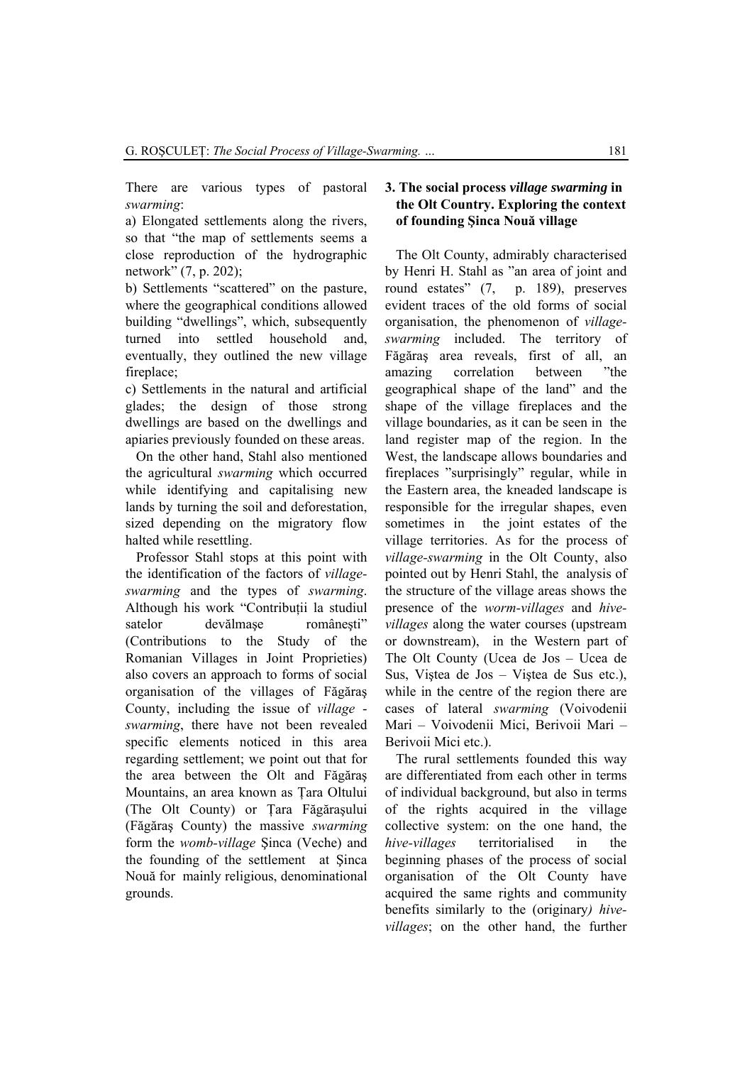There are various types of pastoral *swarming*:

a) Elongated settlements along the rivers, so that "the map of settlements seems a close reproduction of the hydrographic network" (7, p. 202);

b) Settlements "scattered" on the pasture, where the geographical conditions allowed building "dwellings", which, subsequently turned into settled household and, eventually, they outlined the new village fireplace;

c) Settlements in the natural and artificial glades; the design of those strong dwellings are based on the dwellings and apiaries previously founded on these areas.

On the other hand, Stahl also mentioned the agricultural *swarming* which occurred while identifying and capitalising new lands by turning the soil and deforestation, sized depending on the migratory flow halted while resettling.

Professor Stahl stops at this point with the identification of the factors of *village-swarming* and the types of *swarming*. Although his work "Contribuții la studiul satelor devălmașe românești" (Contributions to the Study of the Romanian Villages in Joint Proprieties) also covers an approach to forms of social organisation of the villages of Făgăraş County, including the issue of *village - swarming*, there have not been revealed specific elements noticed in this area regarding settlement; we point out that for the area between the Olt and Făgăraş Mountains, an area known as Țara Oltului (The Olt County) or Țara Făgăraşului (Făgăraş County) the massive *swarming* form the *womb-village* Şinca (Veche) and the founding of the settlement at Șinca Nouă for mainly religious, denominational grounds.

## 3. The social process *village swarming* in the Olt Country. Exploring the context of founding Şinca Nouă village

The Olt County, admirably characterised by Henri H. Stahl as "an area of joint and round estates" (7, p. 189), preserves evident traces of the old forms of social organisation, the phenomenon of *village-swarming* included. The territory of Făgăraş area reveals, first of all, an amazing correlation between "the geographical shape of the land" and the shape of the village fireplaces and the village boundaries, as it can be seen in the land register map of the region. In the West, the landscape allows boundaries and fireplaces "surprisingly" regular, while in the Eastern area, the kneaded landscape is responsible for the irregular shapes, even sometimes in the joint estates of the village territories. As for the process of *village-swarming* in the Olt County, also pointed out by Henri Stahl, the analysis of the structure of the village areas shows the presence of the *worm-villages* and *hive-villages* along the water courses (upstream or downstream), in the Western part of The Olt County (Ucea de Jos – Ucea de Sus, Viştea de Jos – Viştea de Sus etc.), while in the centre of the region there are cases of lateral *swarming* (Voivodenii Mari – Voivodenii Mici, Berivoii Mari – Berivoii Mici etc.).

The rural settlements founded this way are differentiated from each other in terms of individual background, but also in terms of the rights acquired in the village collective system: on the one hand, the *hive-villages* territorialised in the beginning phases of the process of social organisation of the Olt County have acquired the same rights and community benefits similarly to the (originary*) hive-villages*; on the other hand, the further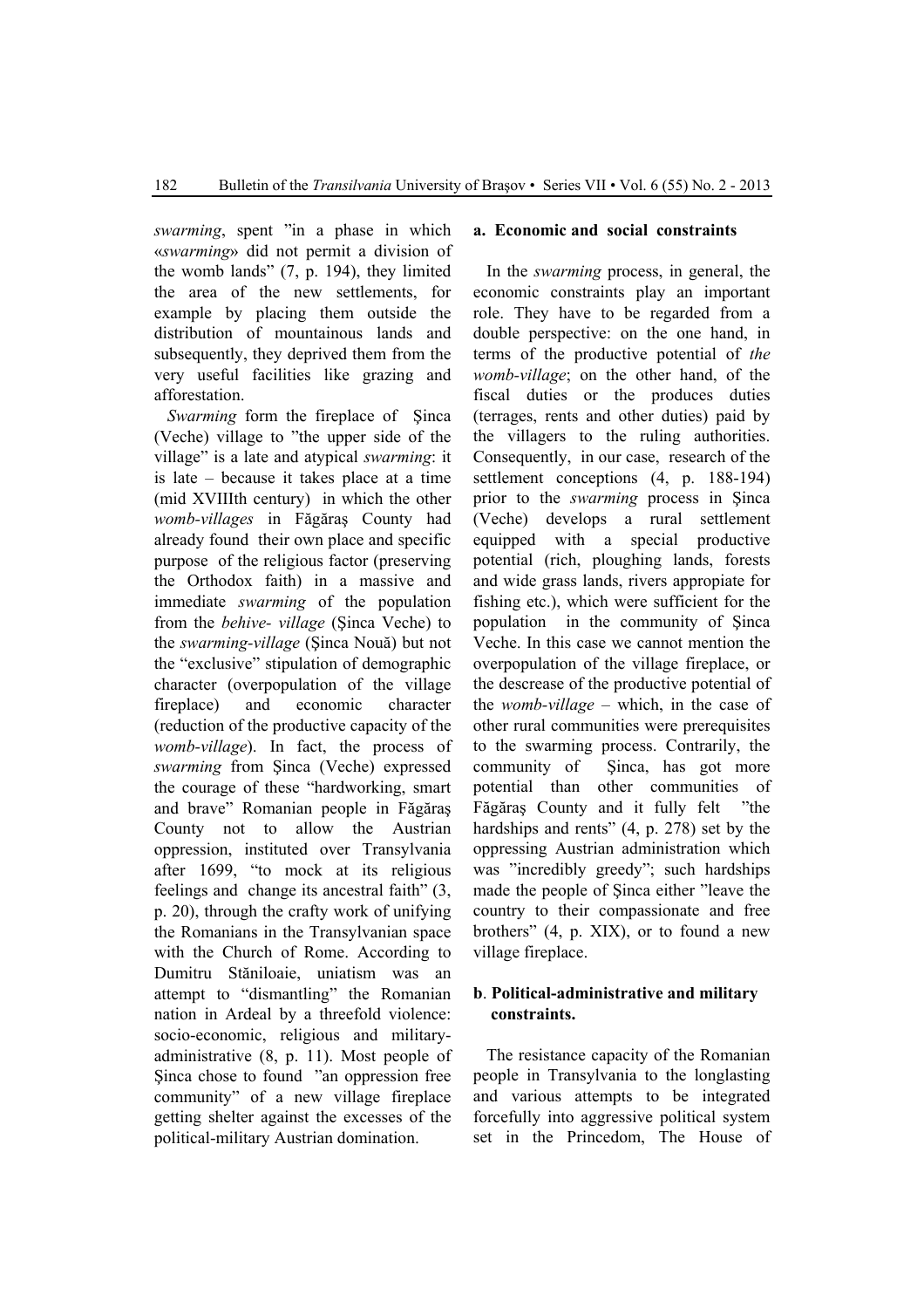*swarming*, spent "in a phase in which «*swarming*» did not permit a division of the womb lands" (7, p. 194), they limited the area of the new settlements, for example by placing them outside the distribution of mountainous lands and subsequently, they deprived them from the very useful facilities like grazing and afforestation.

*Swarming* form the fireplace of Şinca (Veche) village to "the upper side of the village" is a late and atypical *swarming*: it is late – because it takes place at a time (mid XVIIIth century) in which the other *womb-villages* in Făgăraş County had already found their own place and specific purpose of the religious factor (preserving the Orthodox faith) in a massive and immediate *swarming* of the population from the *behive- village* (Şinca Veche) to the *swarming-village* (Şinca Nouă) but not the "exclusive" stipulation of demographic character (overpopulation of the village fireplace) and economic character (reduction of the productive capacity of the *womb-village*). In fact, the process of *swarming* from Şinca (Veche) expressed the courage of these "hardworking, smart and brave" Romanian people in Făgăraş County not to allow the Austrian oppression, instituted over Transylvania after 1699, "to mock at its religious feelings and change its ancestral faith" (3, p. 20), through the crafty work of unifying the Romanians in the Transylvanian space with the Church of Rome. According to Dumitru Stăniloaie, uniatism was an attempt to "dismantling" the Romanian nation in Ardeal by a threefold violence: socio-economic, religious and military-administrative (8, p. 11). Most people of Şinca chose to found "an oppression free community" of a new village fireplace getting shelter against the excesses of the political-military Austrian domination.

**a. Economic and social constraints**

In the *swarming* process, in general, the economic constraints play an important role. They have to be regarded from a double perspective: on the one hand, in terms of the productive potential of *the womb-village*; on the other hand, of the fiscal duties or the produces duties (terrages, rents and other duties) paid by the villagers to the ruling authorities. Consequently, in our case, research of the settlement conceptions (4, p. 188-194) prior to the *swarming* process in Şinca (Veche) develops a rural settlement equipped with a special productive potential (rich, ploughing lands, forests and wide grass lands, rivers appopiate for fishing etc.), which were sufficient for the population in the community of Şinca Veche. In this case we cannot mention the overpopulation of the village fireplace, or the descrease of the productive potential of the *womb-village* – which, in the case of other rural communities were prerequisites to the swarming process. Contrarily, the community of Şinca, has got more potential than other communities of Făgăraş County and it fully felt "the hardships and rents" (4, p. 278) set by the oppressing Austrian administration which was "incredibly greedy"; such hardships made the people of Şinca either "leave the country to their compassionate and free brothers" (4, p. XIX), or to found a new village fireplace.

**b. Political-administrative and military constraints.**

The resistance capacity of the Romanian people in Transylvania to the longlasting and various attempts to be integrated forcefully into aggressive political system set in the Princedom, The House of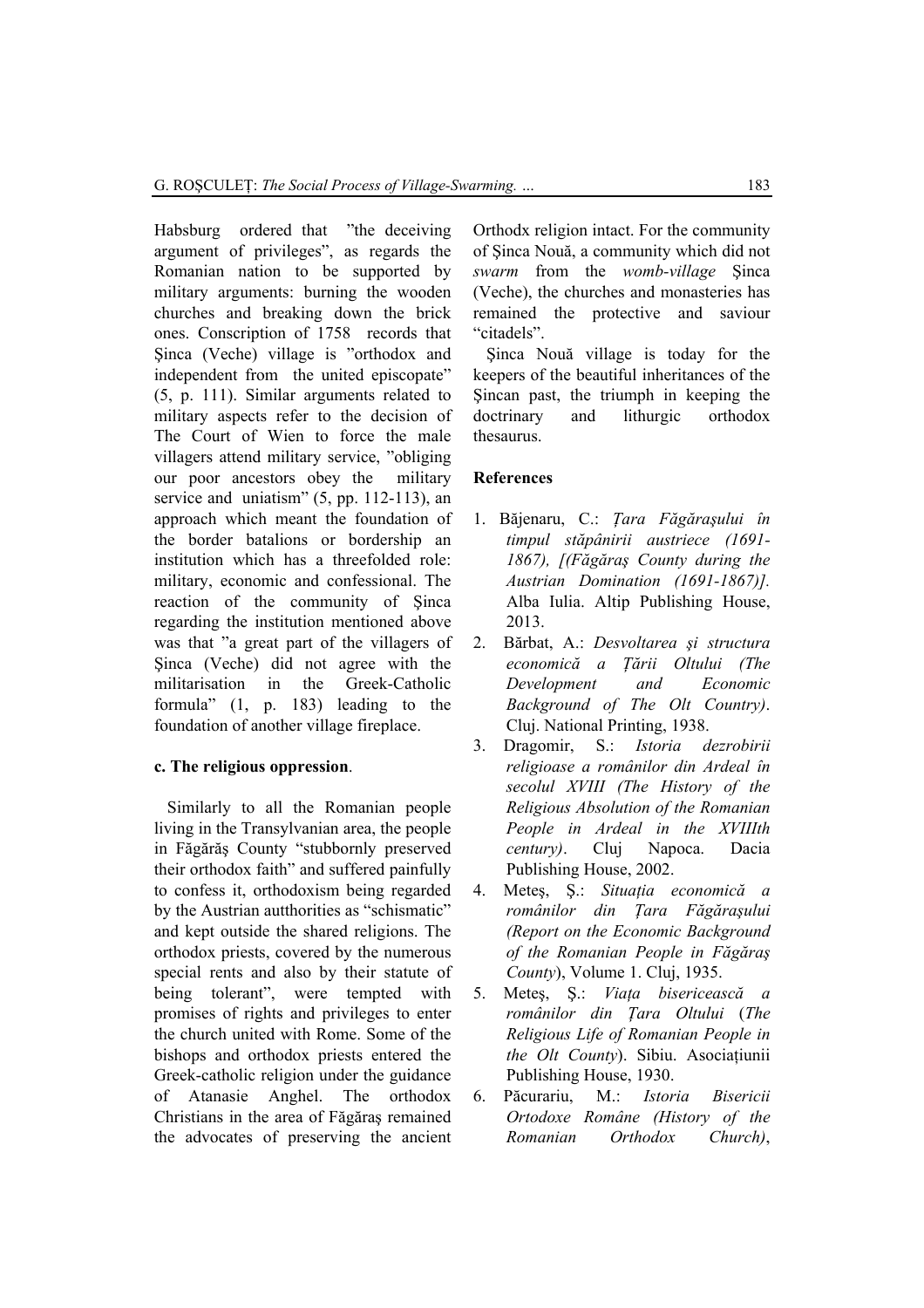Habsburg ordered that "the deceiving argument of privileges", as regards the Romanian nation to be supported by military arguments: burning the wooden churches and breaking down the brick ones. Conscription of 1758 records that Şinca (Veche) village is "orthodox and independent from the united episcopate" (5, p. 111). Similar arguments related to military aspects refer to the decision of The Court of Wien to force the male villagers attend military service, "obliging our poor ancestors obey the military service and uniatism" (5, pp. 112-113), an approach which meant the foundation of the border batalions or bordership an institution which has a threefolded role: military, economic and confessional. The reaction of the community of Şinca regarding the institution mentioned above was that "a great part of the villagers of Şinca (Veche) did not agree with the militarisation in the Greek-Catholic formula" (1, p. 183) leading to the foundation of another village fireplace.

**c. The religious oppression**.

Similarly to all the Romanian people living in the Transylvanian area, the people in Făgărăş County "stubbornly preserved their orthodox faith" and suffered painfully to confess it, orthodoxism being regarded by the Austrian autthorities as "schismatic" and kept outside the shared religions. The orthodox priests, covered by the numerous special rents and also by their statute of being tolerant", were tempted with promises of rights and privileges to enter the church united with Rome. Some of the bishops and orthodox priests entered the Greek-catholic religion under the guidance of Atanasie Anghel. The orthodox Christians in the area of Făgăraş remained the advocates of preserving the ancient Orthodx religion intact. For the community of Şinca Nouă, a community which did not *swarm* from the *womb-village* Şinca (Veche), the churches and monasteries has remained the protective and saviour "citadels".

Şinca Nouă village is today for the keepers of the beautiful inheritances of the Şincan past, the triumph in keeping the doctrinary and lithurgic orthodox thesaurus.

## References

1. Băjenaru, C.: *Ţara Făgăraşului în timpul stăpânirii austriece (1691-1867), [(Făgăraş County during the Austrian Domination (1691-1867)].* Alba Iulia. Altip Publishing House, 2013.
2. Bărbat, A.: *Desvoltarea şi structura economică a Ţării Oltului (The Development and Economic Background of The Olt Country)*. Cluj. National Printing, 1938.
3. Dragomir, S.: *Istoria dezrobirii religioase a românilor din Ardeal în secolul XVIII (The History of the Religious Absolution of the Romanian People in Ardeal in the XVIIIth century)*. Cluj Napoca. Dacia Publishing House, 2002.
4. Meteş, Ş.: *Situaţia economică a românilor din Ţara Făgăraşului (Report on the Economic Background of the Romanian People in Făgăraş County*), Volume 1. Cluj, 1935.
5. Meteş, Ş.: *Viaţa bisericească a românilor din Ţara Oltului* (*The Religious Life of Romanian People in the Olt County*). Sibiu. Asociaţiunii Publishing House, 1930.
6. Păcurariu, M.: *Istoria Bisericii Ortodoxe Române (History of the Romanian Orthodox Church)*,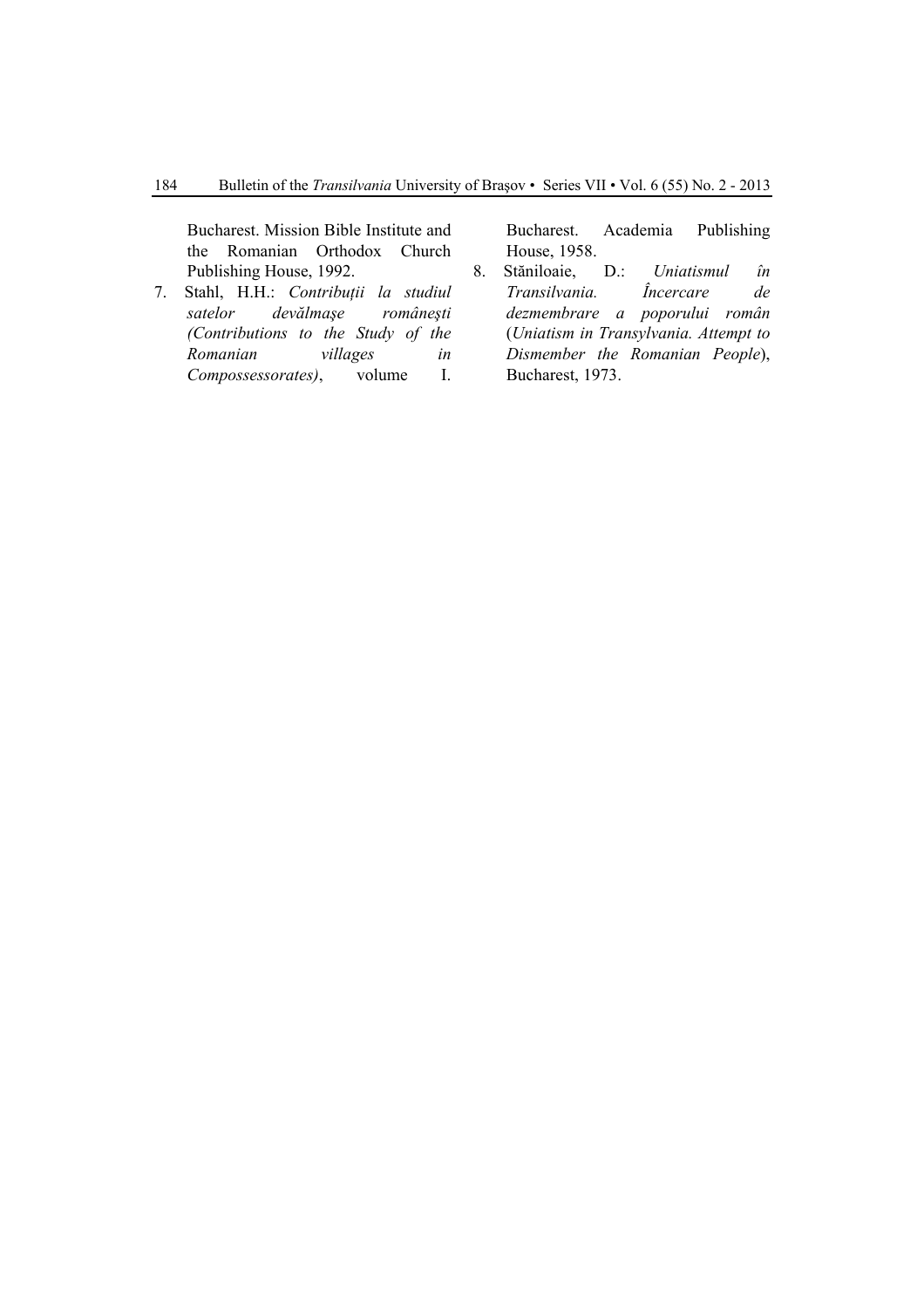Bucharest. Mission Bible Institute and the Romanian Orthodox Church Publishing House, 1992.

7. Stahl, H.H.: *Contribuții la studiul satelor devălmașe românești (Contributions to the Study of the Romanian villages in Compossessorates)*, volume I. Bucharest. Academia Publishing House, 1958.
8. Stăniloaie, D.: *Uniatismul în Transilvania. Încercare de dezmembrare a poporului român* (*Uniatism in Transylvania. Attempt to Dismember the Romanian People*), Bucharest, 1973.